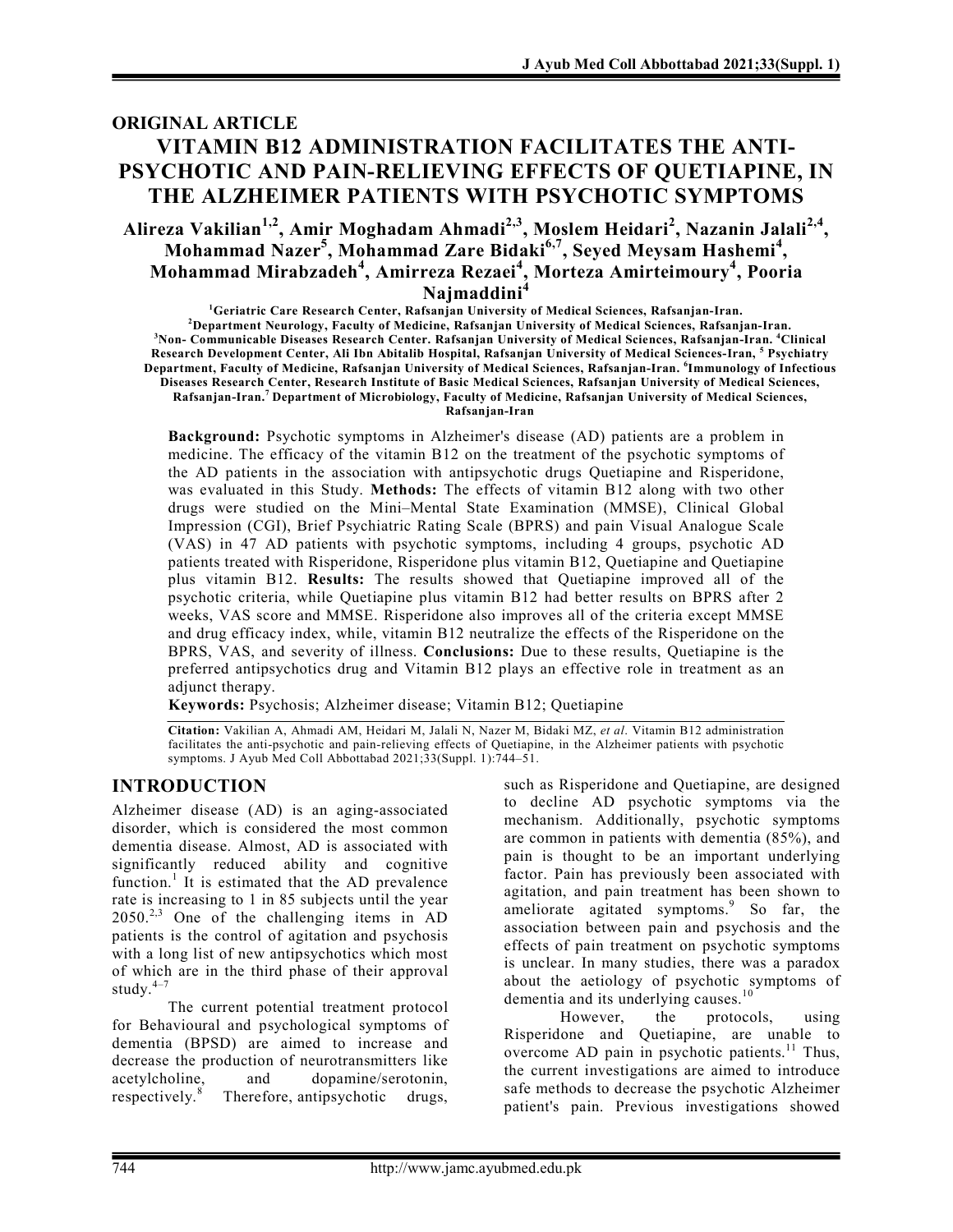## ORIGINAL ARTICLE

# VITAMIN B12 ADMINISTRATION FACILITATES THE ANTI-PSYCHOTIC AND PAIN-RELIEVING EFFECTS OF QUETIAPINE, IN THE ALZHEIMER PATIENTS WITH PSYCHOTIC SYMPTOMS

**Alireza Vakilian[1,2], Amir Moghadam Ahmadi[2,3], Moslem Heidari[2], Nazanin Jalali[2,4], Mohammad Nazer[5], Mohammad Zare Bidaki[6,7], Seyed Meysam Hashemi[4], Mohammad Mirabzadeh[4], Amirreza Rezaei[4], Morteza Amirteimoury[4], Pooria Najmaddini[4]**

[1]Geriatric Care Research Center, Rafsanjan University of Medical Sciences, Rafsanjan-Iran.
[2]Department Neurology, Faculty of Medicine, Rafsanjan University of Medical Sciences, Rafsanjan-Iran.
[3]Non- Communicable Diseases Research Center. Rafsanjan University of Medical Sciences, Rafsanjan-Iran. [4]Clinical Research Development Center, Ali Ibn Abitalib Hospital, Rafsanjan University of Medical Sciences-Iran, [5] Psychiatry Department, Faculty of Medicine, Rafsanjan University of Medical Sciences, Rafsanjan-Iran. [6]Immunology of Infectious Diseases Research Center, Research Institute of Basic Medical Sciences, Rafsanjan University of Medical Sciences, Rafsanjan-Iran.[7] Department of Microbiology, Faculty of Medicine, Rafsanjan University of Medical Sciences, Rafsanjan-Iran

**Background:** Psychotic symptoms in Alzheimer's disease (AD) patients are a problem in medicine. The efficacy of the vitamin B12 on the treatment of the psychotic symptoms of the AD patients in the association with antipsychotic drugs Quetiapine and Risperidone, was evaluated in this Study. **Methods:** The effects of vitamin B12 along with two other drugs were studied on the Mini–Mental State Examination (MMSE), Clinical Global Impression (CGI), Brief Psychiatric Rating Scale (BPRS) and pain Visual Analogue Scale (VAS) in 47 AD patients with psychotic symptoms, including 4 groups, psychotic AD patients treated with Risperidone, Risperidone plus vitamin B12, Quetiapine and Quetiapine plus vitamin B12. **Results:** The results showed that Quetiapine improved all of the psychotic criteria, while Quetiapine plus vitamin B12 had better results on BPRS after 2 weeks, VAS score and MMSE. Risperidone also improves all of the criteria except MMSE and drug efficacy index, while, vitamin B12 neutralize the effects of the Risperidone on the BPRS, VAS, and severity of illness. **Conclusions:** Due to these results, Quetiapine is the preferred antipsychotics drug and Vitamin B12 plays an effective role in treatment as an adjunct therapy.

**Keywords:** Psychosis; Alzheimer disease; Vitamin B12; Quetiapine

**Citation:** Vakilian A, Ahmadi AM, Heidari M, Jalali N, Nazer M, Bidaki MZ, *et al*. Vitamin B12 administration facilitates the anti-psychotic and pain-relieving effects of Quetiapine, in the Alzheimer patients with psychotic symptoms. J Ayub Med Coll Abbottabad 2021;33(Suppl. 1):744–51.

## INTRODUCTION

Alzheimer disease (AD) is an aging-associated disorder, which is considered the most common dementia disease. Almost, AD is associated with significantly reduced ability and cognitive function.[1] It is estimated that the AD prevalence rate is increasing to 1 in 85 subjects until the year 2050.[2,3] One of the challenging items in AD patients is the control of agitation and psychosis with a long list of new antipsychotics which most of which are in the third phase of their approval study.[4–7]

The current potential treatment protocol for Behavioural and psychological symptoms of dementia (BPSD) are aimed to increase and decrease the production of neurotransmitters like acetylcholine, and dopamine/serotonin, respectively.[8] Therefore, antipsychotic drugs, such as Risperidone and Quetiapine, are designed to decline AD psychotic symptoms via the mechanism. Additionally, psychotic symptoms are common in patients with dementia (85%), and pain is thought to be an important underlying factor. Pain has previously been associated with agitation, and pain treatment has been shown to ameliorate agitated symptoms.[9] So far, the association between pain and psychosis and the effects of pain treatment on psychotic symptoms is unclear. In many studies, there was a paradox about the aetiology of psychotic symptoms of dementia and its underlying causes.[10]

However, the protocols, using Risperidone and Quetiapine, are unable to overcome AD pain in psychotic patients.[11] Thus, the current investigations are aimed to introduce safe methods to decrease the psychotic Alzheimer patient's pain. Previous investigations showed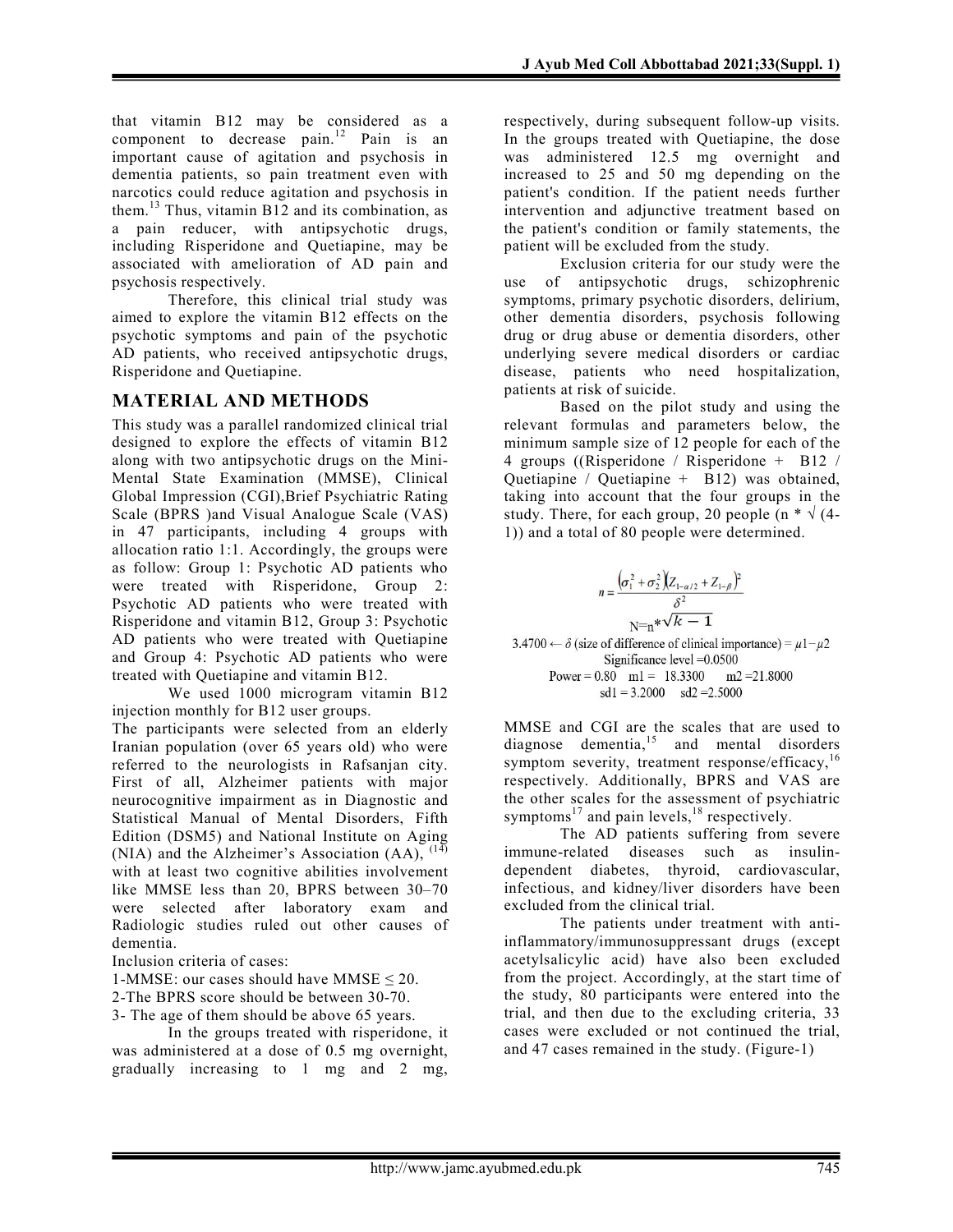that vitamin B12 may be considered as a component to decrease pain.[12] Pain is an important cause of agitation and psychosis in dementia patients, so pain treatment even with narcotics could reduce agitation and psychosis in them.[13] Thus, vitamin B12 and its combination, as a pain reducer, with antipsychotic drugs, including Risperidone and Quetiapine, may be associated with amelioration of AD pain and psychosis respectively.

Therefore, this clinical trial study was aimed to explore the vitamin B12 effects on the psychotic symptoms and pain of the psychotic AD patients, who received antipsychotic drugs, Risperidone and Quetiapine.

## MATERIAL AND METHODS

This study was a parallel randomized clinical trial designed to explore the effects of vitamin B12 along with two antipsychotic drugs on the Mini-Mental State Examination (MMSE), Clinical Global Impression (CGI),Brief Psychiatric Rating Scale (BPRS )and Visual Analogue Scale (VAS) in 47 participants, including 4 groups with allocation ratio 1:1. Accordingly, the groups were as follow: Group 1: Psychotic AD patients who were treated with Risperidone, Group 2: Psychotic AD patients who were treated with Risperidone and vitamin B12, Group 3: Psychotic AD patients who were treated with Quetiapine and Group 4: Psychotic AD patients who were treated with Quetiapine and vitamin B12.

We used 1000 microgram vitamin B12 injection monthly for B12 user groups.

The participants were selected from an elderly Iranian population (over 65 years old) who were referred to the neurologists in Rafsanjan city. First of all, Alzheimer patients with major neurocognitive impairment as in Diagnostic and Statistical Manual of Mental Disorders, Fifth Edition (DSM5) and National Institute on Aging (NIA) and the Alzheimer's Association (AA), [14] with at least two cognitive abilities involvement like MMSE less than 20, BPRS between 30–70 were selected after laboratory exam and Radiologic studies ruled out other causes of dementia.

Inclusion criteria of cases:

1-MMSE: our cases should have MMSE ≤ 20.

2-The BPRS score should be between 30-70.

3- The age of them should be above 65 years.

In the groups treated with risperidone, it was administered at a dose of 0.5 mg overnight, gradually increasing to 1 mg and 2 mg, respectively, during subsequent follow-up visits. In the groups treated with Quetiapine, the dose was administered 12.5 mg overnight and increased to 25 and 50 mg depending on the patient's condition. If the patient needs further intervention and adjunctive treatment based on the patient's condition or family statements, the patient will be excluded from the study.

Exclusion criteria for our study were the use of antipsychotic drugs, schizophrenic symptoms, primary psychotic disorders, delirium, other dementia disorders, psychosis following drug or drug abuse or dementia disorders, other underlying severe medical disorders or cardiac disease, patients who need hospitalization, patients at risk of suicide.

Based on the pilot study and using the relevant formulas and parameters below, the minimum sample size of 12 people for each of the 4 groups ((Risperidone / Risperidone + B12 / Quetiapine / Quetiapine + B12) was obtained, taking into account that the four groups in the study. There, for each group, 20 people (n * √ (4-1)) and a total of 80 people were determined.

$$n = \frac{(\sigma_1^2 + \sigma_2^2)(Z_{1-\alpha/2} + Z_{1-\beta})^2}{\delta^2}$$

$$N = n * \sqrt{k-1}$$

3.4700 ← $\delta$ (size of difference of clinical importance) = $\mu 1 - \mu 2$

Significance level =0.0500

Power = 0.80 m1 = 18.3300 m2 =21.8000

sd1 = 3.2000 sd2 =2.5000

MMSE and CGI are the scales that are used to diagnose dementia,[15] and mental disorders symptom severity, treatment response/efficacy,[16] respectively. Additionally, BPRS and VAS are the other scales for the assessment of psychiatric symptoms[17] and pain levels,[18] respectively.

The AD patients suffering from severe immune-related diseases such as insulin-dependent diabetes, thyroid, cardiovascular, infectious, and kidney/liver disorders have been excluded from the clinical trial.

The patients under treatment with anti-inflammatory/immunosuppressant drugs (except acetylsalicylic acid) have also been excluded from the project. Accordingly, at the start time of the study, 80 participants were entered into the trial, and then due to the excluding criteria, 33 cases were excluded or not continued the trial, and 47 cases remained in the study. (Figure-1)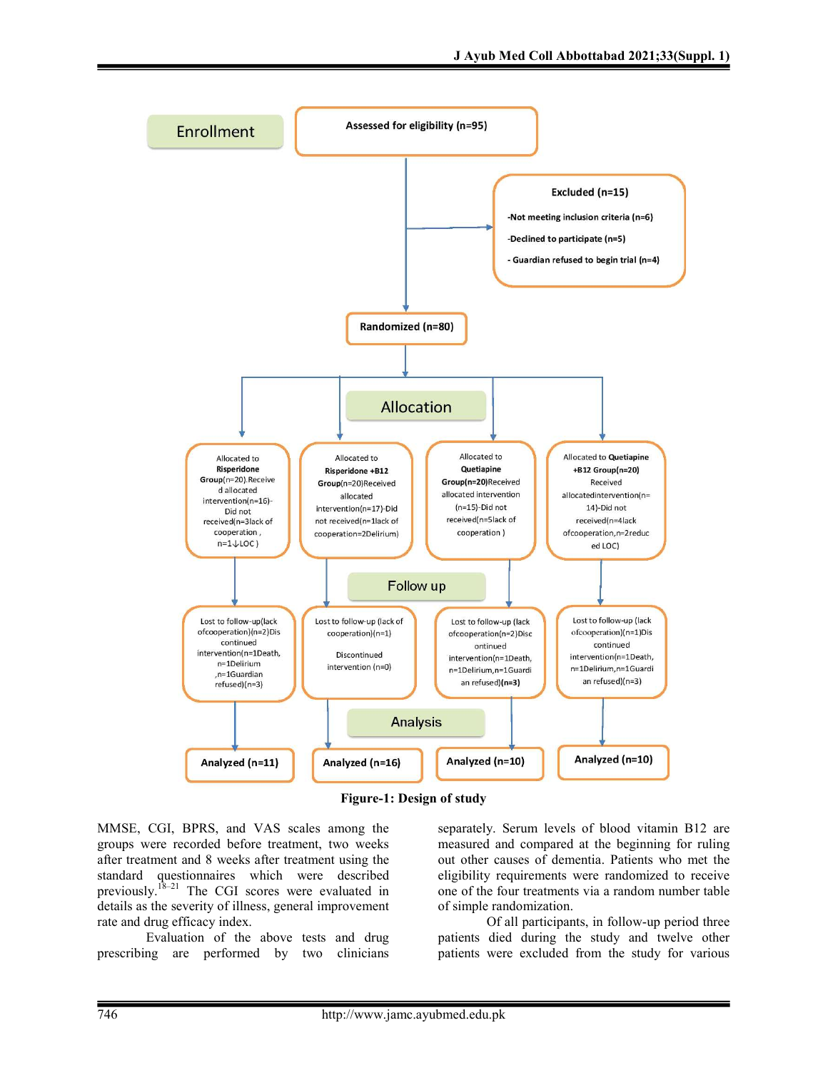**Enrollment**

Assessed for eligibility (n=95)

Excluded (n=15)
- Not meeting inclusion criteria (n=6)
- Declined to participate (n=5)
- Guardian refused to begin trial (n=4)

Randomized (n=80)

**Allocation**

| Allocated to Risperidone Group(n=20).Received allocated intervention(n=16)-Did not received(n=3lack of cooperation , n=1↓LOC ) | Allocated to Risperidone +B12 Group(n=20)Received allocated intervention(n=17)-Did not received(n=1lack of cooperation=2Delirium) | Allocated to Quetiapine Group(n=20)Received allocated intervention (n=15)-Did not received(n=5lack of cooperation ) | Allocated to Quetiapine +B12 Group(n=20) Received allocatedintervention(n=14)-Did not received(n=4lack ofcooperation,n=2reduced LOC) |
|---|---|---|---|

**Follow up**

| Lost to follow-up(lack ofcooperation)(n=2)Discontinued intervention(n=1Death, n=1Delirium ,n=1Guardian refused)(n=3) | Lost to follow-up (lack of cooperation)(n=1) Discontinued intervention (n=0) | Lost to follow-up (lack ofcooperation(n=2)Discontinued intervention(n=1Death, n=1Delirium,n=1Guardian refused)(n=3) | Lost to follow-up (lack ofcooperation)(n=1)Discontinued intervention(n=1Death, n=1Delirium,n=1Guardian refused)(n=3) |
|---|---|---|---|

**Analysis**

| Analyzed (n=11) | Analyzed (n=16) | Analyzed (n=10) | Analyzed (n=10) |
|---|---|---|---|

**Figure-1: Design of study**

MMSE, CGI, BPRS, and VAS scales among the groups were recorded before treatment, two weeks after treatment and 8 weeks after treatment using the standard questionnaires which were described previously.[18–21] The CGI scores were evaluated in details as the severity of illness, general improvement rate and drug efficacy index.

Evaluation of the above tests and drug prescribing are performed by two clinicians separately. Serum levels of blood vitamin B12 are measured and compared at the beginning for ruling out other causes of dementia. Patients who met the eligibility requirements were randomized to receive one of the four treatments via a random number table of simple randomization.

Of all participants, in follow-up period three patients died during the study and twelve other patients were excluded from the study for various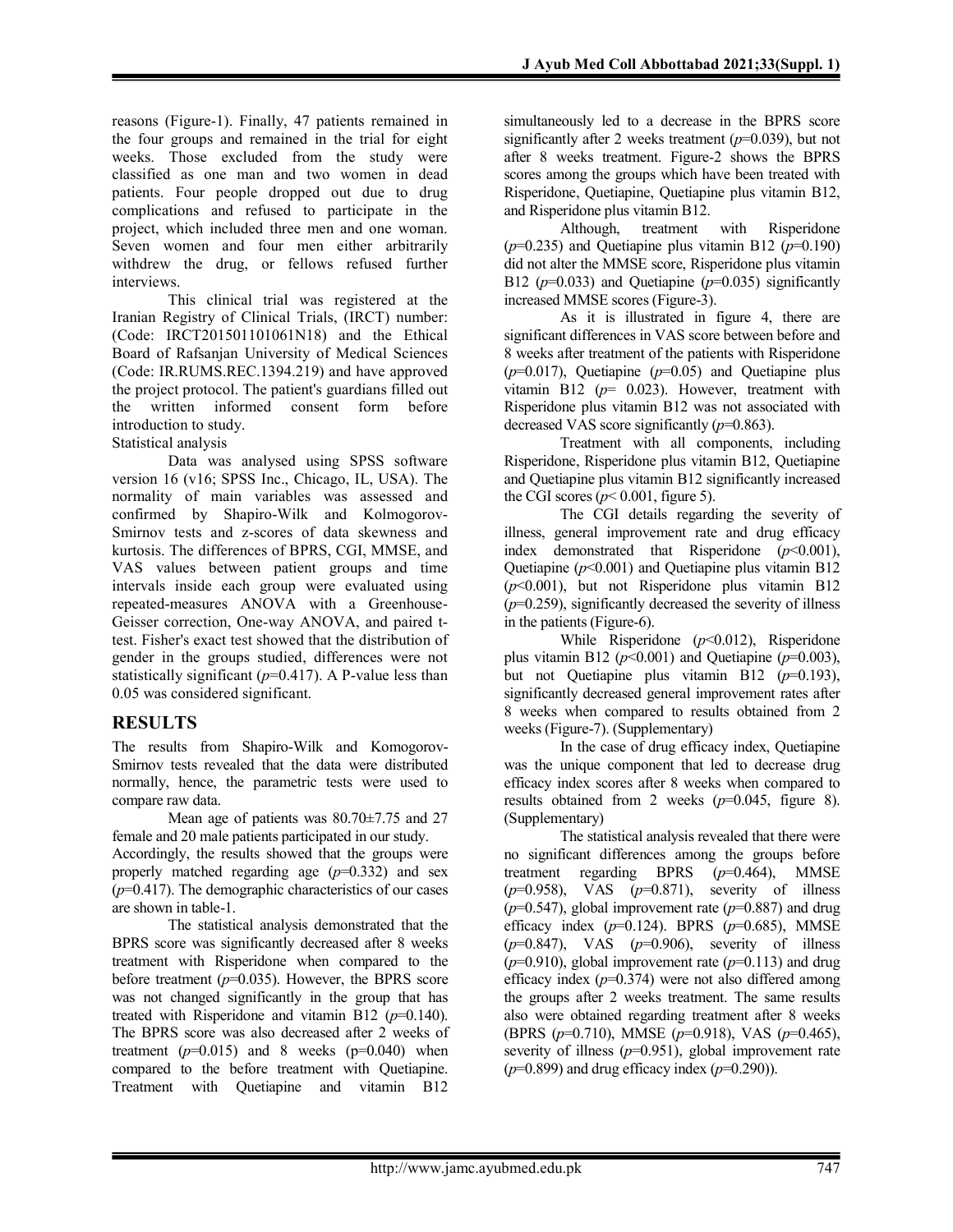reasons (Figure-1). Finally, 47 patients remained in the four groups and remained in the trial for eight weeks. Those excluded from the study were classified as one man and two women in dead patients. Four people dropped out due to drug complications and refused to participate in the project, which included three men and one woman. Seven women and four men either arbitrarily withdrew the drug, or fellows refused further interviews.

This clinical trial was registered at the Iranian Registry of Clinical Trials, (IRCT) number: (Code: IRCT201501101061N18) and the Ethical Board of Rafsanjan University of Medical Sciences (Code: IR.RUMS.REC.1394.219) and have approved the project protocol. The patient's guardians filled out the written informed consent form before introduction to study.

Statistical analysis

Data was analysed using SPSS software version 16 (v16; SPSS Inc., Chicago, IL, USA). The normality of main variables was assessed and confirmed by Shapiro-Wilk and Kolmogorov-Smirnov tests and z-scores of data skewness and kurtosis. The differences of BPRS, CGI, MMSE, and VAS values between patient groups and time intervals inside each group were evaluated using repeated-measures ANOVA with a Greenhouse-Geisser correction, One-way ANOVA, and paired t-test. Fisher's exact test showed that the distribution of gender in the groups studied, differences were not statistically significant ($p$=0.417). A P-value less than 0.05 was considered significant.

## RESULTS

The results from Shapiro-Wilk and Komogorov-Smirnov tests revealed that the data were distributed normally, hence, the parametric tests were used to compare raw data.

Mean age of patients was 80.70±7.75 and 27 female and 20 male patients participated in our study. Accordingly, the results showed that the groups were properly matched regarding age ($p$=0.332) and sex ($p$=0.417). The demographic characteristics of our cases are shown in table-1.

The statistical analysis demonstrated that the BPRS score was significantly decreased after 8 weeks treatment with Risperidone when compared to the before treatment ($p$=0.035). However, the BPRS score was not changed significantly in the group that has treated with Risperidone and vitamin B12 ($p$=0.140). The BPRS score was also decreased after 2 weeks of treatment ($p$=0.015) and 8 weeks (p=0.040) when compared to the before treatment with Quetiapine. Treatment with Quetiapine and vitamin B12 simultaneously led to a decrease in the BPRS score significantly after 2 weeks treatment ($p$=0.039), but not after 8 weeks treatment. Figure-2 shows the BPRS scores among the groups which have been treated with Risperidone, Quetiapine, Quetiapine plus vitamin B12, and Risperidone plus vitamin B12.

Although, treatment with Risperidone ($p$=0.235) and Quetiapine plus vitamin B12 ($p$=0.190) did not alter the MMSE score, Risperidone plus vitamin B12 ($p$=0.033) and Quetiapine ($p$=0.035) significantly increased MMSE scores (Figure-3).

As it is illustrated in figure 4, there are significant differences in VAS score between before and 8 weeks after treatment of the patients with Risperidone ($p$=0.017), Quetiapine ($p$=0.05) and Quetiapine plus vitamin B12 ($p$= 0.023). However, treatment with Risperidone plus vitamin B12 was not associated with decreased VAS score significantly ($p$=0.863).

Treatment with all components, including Risperidone, Risperidone plus vitamin B12, Quetiapine and Quetiapine plus vitamin B12 significantly increased the CGI scores ($p$< 0.001, figure 5).

The CGI details regarding the severity of illness, general improvement rate and drug efficacy index demonstrated that Risperidone ($p$<0.001), Quetiapine ($p$<0.001) and Quetiapine plus vitamin B12 ($p$<0.001), but not Risperidone plus vitamin B12 ($p$=0.259), significantly decreased the severity of illness in the patients (Figure-6).

While Risperidone ($p$<0.012), Risperidone plus vitamin B12 ($p$<0.001) and Quetiapine ($p$=0.003), but not Quetiapine plus vitamin B12 ($p$=0.193), significantly decreased general improvement rates after 8 weeks when compared to results obtained from 2 weeks (Figure-7). (Supplementary)

In the case of drug efficacy index, Quetiapine was the unique component that led to decrease drug efficacy index scores after 8 weeks when compared to results obtained from 2 weeks ($p$=0.045, figure 8). (Supplementary)

The statistical analysis revealed that there were no significant differences among the groups before treatment regarding BPRS ($p$=0.464), MMSE ($p$=0.958), VAS ($p$=0.871), severity of illness ($p$=0.547), global improvement rate ($p$=0.887) and drug efficacy index ($p$=0.124). BPRS ($p$=0.685), MMSE ($p$=0.847), VAS ($p$=0.906), severity of illness ($p$=0.910), global improvement rate ($p$=0.113) and drug efficacy index ($p$=0.374) were not also differed among the groups after 2 weeks treatment. The same results also were obtained regarding treatment after 8 weeks (BPRS ($p$=0.710), MMSE ($p$=0.918), VAS ($p$=0.465), severity of illness ($p$=0.951), global improvement rate ($p$=0.899) and drug efficacy index ($p$=0.290)).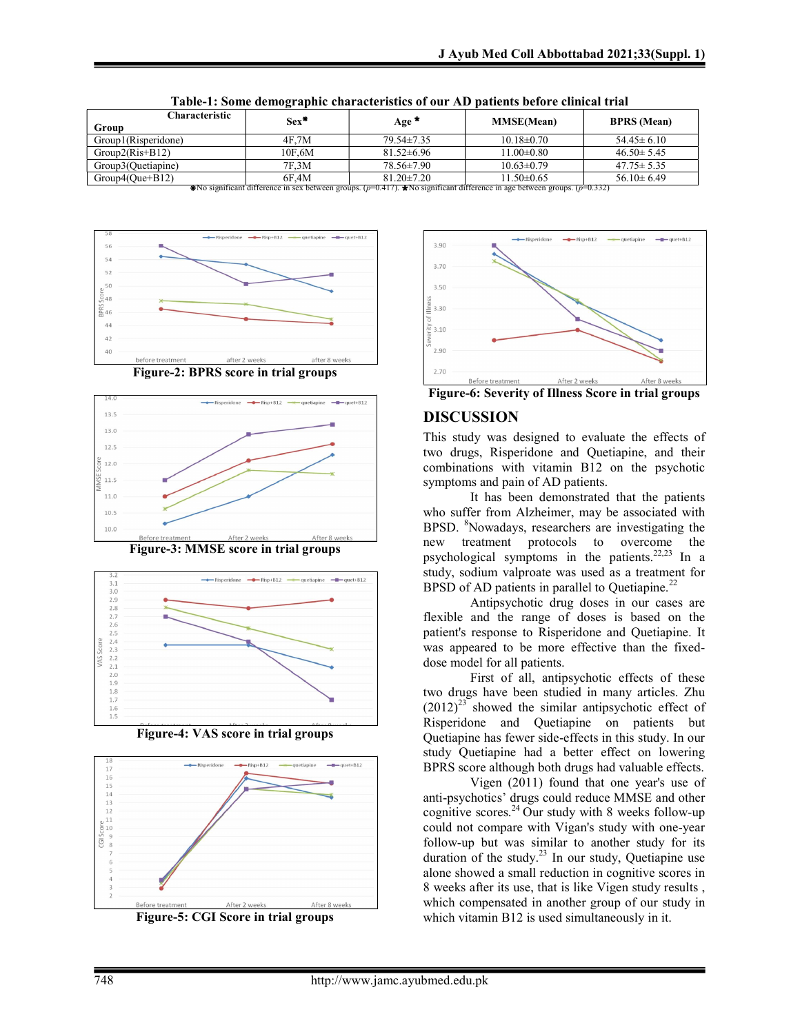**Table-1: Some demographic characteristics of our AD patients before clinical trial**

| Group / Characteristic | Sex* | Age * | MMSE(Mean) | BPRS (Mean) |
|---|---|---|---|---|
| Group1(Risperidone) | 4F,7M | 79.54±7.35 | 10.18±0.70 | 54.45± 6.10 |
| Group2(Ris+B12) | 10F,6M | 81.52±6.96 | 11.00±0.80 | 46.50± 5.45 |
| Group3(Quetiapine) | 7F,3M | 78.56±7.90 | 10.63±0.79 | 47.75± 5.35 |
| Group4(Que+B12) | 6F,4M | 81.20±7.20 | 11.50±0.65 | 56.10± 6.49 |

*No significant difference in sex between groups. ($p$=0.417). *No significant difference in age between groups. ($p$=0.332)

Figure-2: BPRS score in trial groups

Figure-3: MMSE score in trial groups

Figure-4: VAS score in trial groups

Figure-5: CGI Score in trial groups

Figure-6: Severity of Illness Score in trial groups

## DISCUSSION

This study was designed to evaluate the effects of two drugs, Risperidone and Quetiapine, and their combinations with vitamin B12 on the psychotic symptoms and pain of AD patients.

It has been demonstrated that the patients who suffer from Alzheimer, may be associated with BPSD. [8]Nowadays, researchers are investigating the new treatment protocols to overcome the psychological symptoms in the patients.[22,23] In a study, sodium valproate was used as a treatment for BPSD of AD patients in parallel to Quetiapine.[22]

Antipsychotic drug doses in our cases are flexible and the range of doses is based on the patient's response to Risperidone and Quetiapine. It was appeared to be more effective than the fixed-dose model for all patients.

First of all, antipsychotic effects of these two drugs have been studied in many articles. Zhu (2012)[23] showed the similar antipsychotic effect of Risperidone and Quetiapine on patients but Quetiapine has fewer side-effects in this study. In our study Quetiapine had a better effect on lowering BPRS score although both drugs had valuable effects.

Vigen (2011) found that one year's use of anti-psychotics' drugs could reduce MMSE and other cognitive scores.[24] Our study with 8 weeks follow-up could not compare with Vigan's study with one-year follow-up but was similar to another study for its duration of the study.[23] In our study, Quetiapine use alone showed a small reduction in cognitive scores in 8 weeks after its use, that is like Vigen study results , which compensated in another group of our study in which vitamin B12 is used simultaneously in it.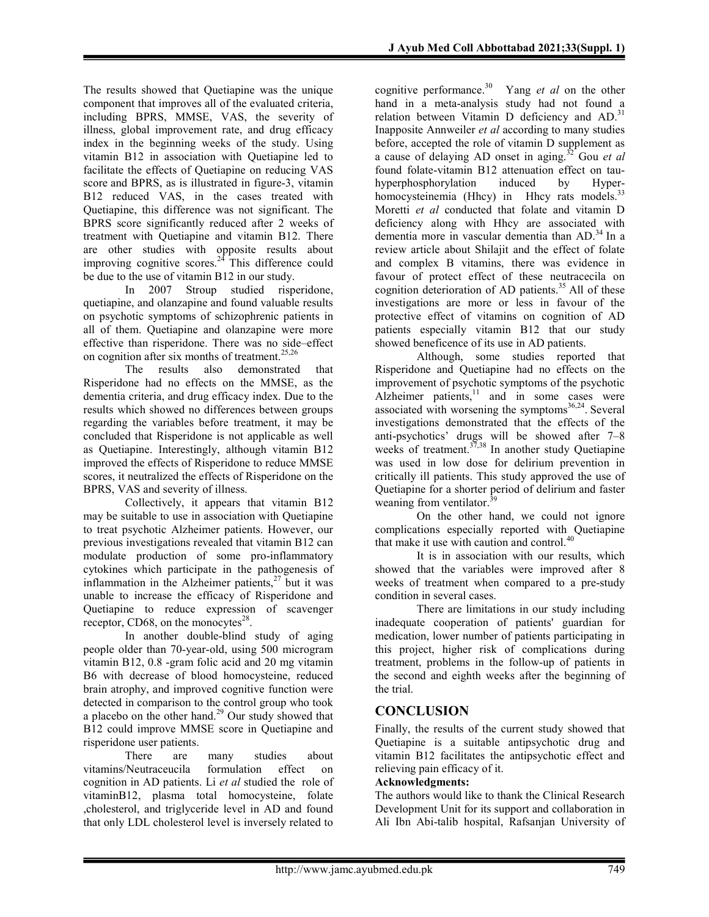The results showed that Quetiapine was the unique component that improves all of the evaluated criteria, including BPRS, MMSE, VAS, the severity of illness, global improvement rate, and drug efficacy index in the beginning weeks of the study. Using vitamin B12 in association with Quetiapine led to facilitate the effects of Quetiapine on reducing VAS score and BPRS, as is illustrated in figure-3, vitamin B12 reduced VAS, in the cases treated with Quetiapine, this difference was not significant. The BPRS score significantly reduced after 2 weeks of treatment with Quetiapine and vitamin B12. There are other studies with opposite results about improving cognitive scores.[24] This difference could be due to the use of vitamin B12 in our study.

In 2007 Stroup studied risperidone, quetiapine, and olanzapine and found valuable results on psychotic symptoms of schizophrenic patients in all of them. Quetiapine and olanzapine were more effective than risperidone. There was no side–effect on cognition after six months of treatment.[25,26]

The results also demonstrated that Risperidone had no effects on the MMSE, as the dementia criteria, and drug efficacy index. Due to the results which showed no differences between groups regarding the variables before treatment, it may be concluded that Risperidone is not applicable as well as Quetiapine. Interestingly, although vitamin B12 improved the effects of Risperidone to reduce MMSE scores, it neutralized the effects of Risperidone on the BPRS, VAS and severity of illness.

Collectively, it appears that vitamin B12 may be suitable to use in association with Quetiapine to treat psychotic Alzheimer patients. However, our previous investigations revealed that vitamin B12 can modulate production of some pro-inflammatory cytokines which participate in the pathogenesis of inflammation in the Alzheimer patients,[27] but it was unable to increase the efficacy of Risperidone and Quetiapine to reduce expression of scavenger receptor, CD68, on the monocytes[28].

In another double-blind study of aging people older than 70-year-old, using 500 microgram vitamin B12, 0.8 -gram folic acid and 20 mg vitamin B6 with decrease of blood homocysteine, reduced brain atrophy, and improved cognitive function were detected in comparison to the control group who took a placebo on the other hand.[29] Our study showed that B12 could improve MMSE score in Quetiapine and risperidone user patients.

There are many studies about vitamins/Neutraceucila formulation effect on cognition in AD patients. Li *et al* studied the role of vitaminB12, plasma total homocysteine, folate ,cholesterol, and triglyceride level in AD and found that only LDL cholesterol level is inversely related to cognitive performance.[30] Yang *et al* on the other hand in a meta-analysis study had not found a relation between Vitamin D deficiency and AD.[31] Inapposite Annweiler *et al* according to many studies before, accepted the role of vitamin D supplement as a cause of delaying AD onset in aging.[32] Gou *et al* found folate-vitamin B12 attenuation effect on tau-hyperphosphorylation induced by Hyper-homocysteinemia (Hhcy) in Hhcy rats models.[33] Moretti *et al* conducted that folate and vitamin D deficiency along with Hhcy are associated with dementia more in vascular dementia than AD.[34] In a review article about Shilajit and the effect of folate and complex B vitamins, there was evidence in favour of protect effect of these neutracecila on cognition deterioration of AD patients.[35] All of these investigations are more or less in favour of the protective effect of vitamins on cognition of AD patients especially vitamin B12 that our study showed beneficence of its use in AD patients.

Although, some studies reported that Risperidone and Quetiapine had no effects on the improvement of psychotic symptoms of the psychotic Alzheimer patients,[11] and in some cases were associated with worsening the symptoms[36,24]. Several investigations demonstrated that the effects of the anti-psychotics' drugs will be showed after 7–8 weeks of treatment.[37,38] In another study Quetiapine was used in low dose for delirium prevention in critically ill patients. This study approved the use of Quetiapine for a shorter period of delirium and faster weaning from ventilator.[39]

On the other hand, we could not ignore complications especially reported with Quetiapine that make it use with caution and control.[40]

It is in association with our results, which showed that the variables were improved after 8 weeks of treatment when compared to a pre-study condition in several cases.

There are limitations in our study including inadequate cooperation of patients' guardian for medication, lower number of patients participating in this project, higher risk of complications during treatment, problems in the follow-up of patients in the second and eighth weeks after the beginning of the trial.

## CONCLUSION

Finally, the results of the current study showed that Quetiapine is a suitable antipsychotic drug and vitamin B12 facilitates the antipsychotic effect and relieving pain efficacy of it.

**Acknowledgments:**

The authors would like to thank the Clinical Research Development Unit for its support and collaboration in Ali Ibn Abi-talib hospital, Rafsanjan University of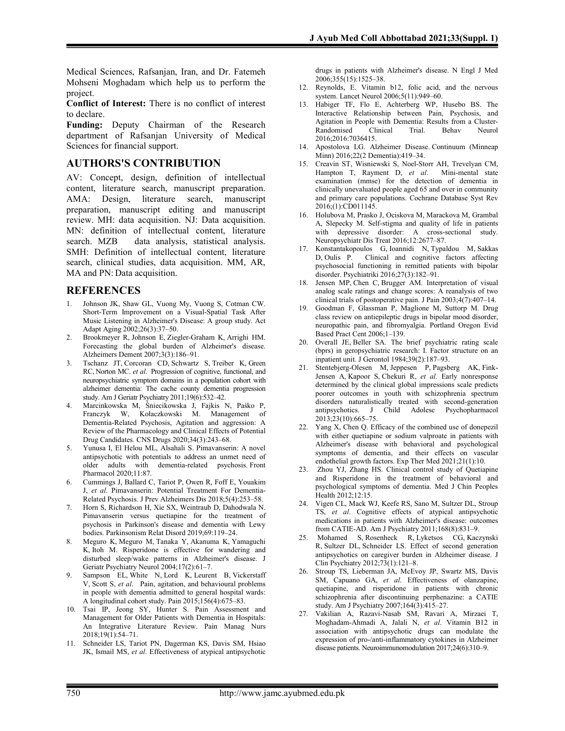Medical Sciences, Rafsanjan, Iran, and Dr. Fatemeh Mohseni Moghadam which help us to perform the project.

**Conflict of Interest:** There is no conflict of interest to declare.

**Funding:** Deputy Chairman of the Research department of Rafsanjan University of Medical Sciences for financial support.

## AUTHORS'S CONTRIBUTION

AV: Concept, design, definition of intellectual content, literature search, manuscript preparation. AMA: Design, literature search, manuscript preparation, manuscript editing and manuscript review. MH: data acquisition. NJ: Data acquisition. MN: definition of intellectual content, literature search. MZB data analysis, statistical analysis. SMH: Definition of intellectual content, literature search, clinical studies, data acquisition. MM, AR, MA and PN: Data acquisition.

## REFERENCES

1. Johnson JK, Shaw GL, Vuong My, Vuong S, Cotman CW. Short-Term Improvement on a Visual-Spatial Task After Music Listening in Alzheimer's Disease: A group study. Act Adapt Aging 2002;26(3):37–50.
2. Brookmeyer R, Johnson E, Ziegler-Graham K, Arrighi HM. Forecasting the global burden of Alzheimer's disease. Alzheimers Dement 2007;3(3):186–91.
3. Tschanz JT, Corcoran CD, Schwartz S, Treiber K, Green RC, Norton MC. *et al*. Progression of cognitive, functional, and neuropsychiatric symptom domains in a population cohort with alzheimer dementia: The cache county dementia progression study. Am J Geriatr Psychiatry 2011;19(6):532–42.
4. Marcinkowska M, Śniecikowska J, Fajkis N, Paśko P, Franczyk W, Kołaczkowski M. Management of Dementia-Related Psychosis, Agitation and aggression: A Review of the Pharmacology and Clinical Effects of Potential Drug Candidates. CNS Drugs 2020;34(3):243–68.
5. Yunusa I, El Helou ML, Alsahali S. Pimavanserin: A novel antipsychotic with potentials to address an unmet need of older adults with dementia-related psychosis. Front Pharmacol 2020;11:87.
6. Cummings J, Ballard C, Tariot P, Owen R, Foff E, Youakim J, *et al*. Pimavanserin: Potential Treatment For Dementia-Related Psychosis. J Prev Alzheimers Dis 2018;5(4):253–58.
7. Horn S, Richardson H, Xie SX, Weintraub D, Dahodwala N. Pimavanserin versus quetiapine for the treatment of psychosis in Parkinson's disease and dementia with Lewy bodies. Parkinsonism Relat Disord 2019;69:119–24.
8. Meguro K, Meguro M, Tanaka Y, Akanuma K, Yamaguchi K, Itoh M. Risperidone is effective for wandering and disturbed sleep/wake patterns in Alzheimer's disease. J Geriatr Psychiatry Neurol 2004;17(2):61–7.
9. Sampson EL, White N, Lord K, Leurent B, Vickerstaff V, Scott S, *et al*. Pain, agitation, and behavioural problems in people with dementia admitted to general hospital wards: A longitudinal cohort study. Pain 2015;156(4):675–83.
10. Tsai IP, Jeong SY, Hunter S. Pain Assessment and Management for Older Patients with Dementia in Hospitals: An Integrative Literature Review. Pain Manag Nurs 2018;19(1):54–71.
11. Schneider LS, Tariot PN, Dagerman KS, Davis SM, Hsiao JK, Ismail MS, *et al*. Effectiveness of atypical antipsychotic drugs in patients with Alzheimer's disease. N Engl J Med 2006;355(15):1525–38.
12. Reynolds, E. Vitamin b12, folic acid, and the nervous system. Lancet Neurol 2006;5(11):949–60.
13. Habiger TF, Flo E, Achterberg WP, Husebo BS. The Interactive Relationship between Pain, Psychosis, and Agitation in People with Dementia: Results from a Cluster-Randomised Clinical Trial. Behav Neurol 2016;2016:7036415.
14. Apostolova LG. Alzheimer Disease. Continuum (Minneap Minn) 2016;22(2 Dementia):419–34.
15. Creavin ST, Wisniewski S, Noel-Storr AH, Trevelyan CM, Hampton T, Rayment D, *et al*. Mini-mental state examination (mmse) for the detection of dementia in clinically unevaluated people aged 65 and over in community and primary care populations. Cochrane Database Syst Rev 2016;(1):CD011145.
16. Holubova M, Prasko J, Ociskova M, Marackova M, Grambal A, Slepecky M. Self-stigma and quality of life in patients with depressive disorder: A cross-sectional study. Neuropsychiatr Dis Treat 2016;12:2677–87.
17. Konstantakopoulos G, Ioannidi N, Typaldou M, Sakkas D, Oulis P. Clinical and cognitive factors affecting psychosocial functioning in remitted patients with bipolar disorder. Psychiatriki 2016;27(3):182–91.
18. Jensen MP, Chen C, Brugger AM. Interpretation of visual analog scale ratings and change scores: A reanalysis of two clinical trials of postoperative pain. J Pain 2003;4(7):407–14.
19. Goodman F, Glassman P, Maglione M, Suttorp M. Drug class review on antiepileptic drugs in bipolar mood disorder, neuropathic pain, and fibromyalgia. Portland Oregon Evid Based Pract Cent 2006;1–139.
20. Overall JE, Beller SA. The brief psychiatric rating scale (bprs) in geropsychiatric research: I. Factor structure on an inpatient unit. J Gerontol 1984;39(2):187–93.
21. Stentebjerg-Olesen M, Jeppesen P, Pagsberg AK, Fink-Jensen A, Kapoor S, Chekuri R, *et al*. Early nonresponse determined by the clinical global impressions scale predicts poorer outcomes in youth with schizophrenia spectrum disorders naturalistically treated with second-generation antipsychotics. J Child Adolesc Psychopharmacol 2013;23(10):665–75.
22. Yang X, Chen Q. Efficacy of the combined use of donepezil with either quetiapine or sodium valproate in patients with Alzheimer's disease with behavioral and psychological symptoms of dementia, and their effects on vascular endothelial growth factors. Exp Ther Med 2021;21(1):10.
23. Zhou YJ, Zhang HS. Clinical control study of Quetiapine and Risperidone in the treatment of behavioral and psychological symptoms of dementia. Med J Chin Peoples Health 2012;12:15.
24. Vigen CL, Mack WJ, Keefe RS, Sano M, Sultzer DL, Stroup TS, *et al*. Cognitive effects of atypical antipsychotic medications in patients with Alzheimer's disease: outcomes from CATIE-AD. Am J Psychiatry 2011;168(8):831–9.
25. Mohamed S, Rosenheck R, Lyketsos CG, Kaczynski R, Sultzer DL, Schneider LS. Effect of second generation antipsychotics on caregiver burden in Alzheimer disease. J Clin Psychiatry 2012;73(1):121–8.
26. Stroup TS, Lieberman JA, McEvoy JP, Swartz MS, Davis SM, Capuano GA, *et al*. Effectiveness of olanzapine, quetiapine, and risperidone in patients with chronic schizophrenia after discontinuing perphenazine: a CATIE study. Am J Psychiatry 2007;164(3):415–27.
27. Vakilian A, Razavi-Nasab SM, Ravari A, Mirzaei T, Moghadam-Ahmadi A, Jalali N, *et al*. Vitamin B12 in association with antipsychotic drugs can modulate the expression of pro-/anti-inflammatory cytokines in Alzheimer disease patients. Neuroimmunomodulation 2017;24(6):310–9.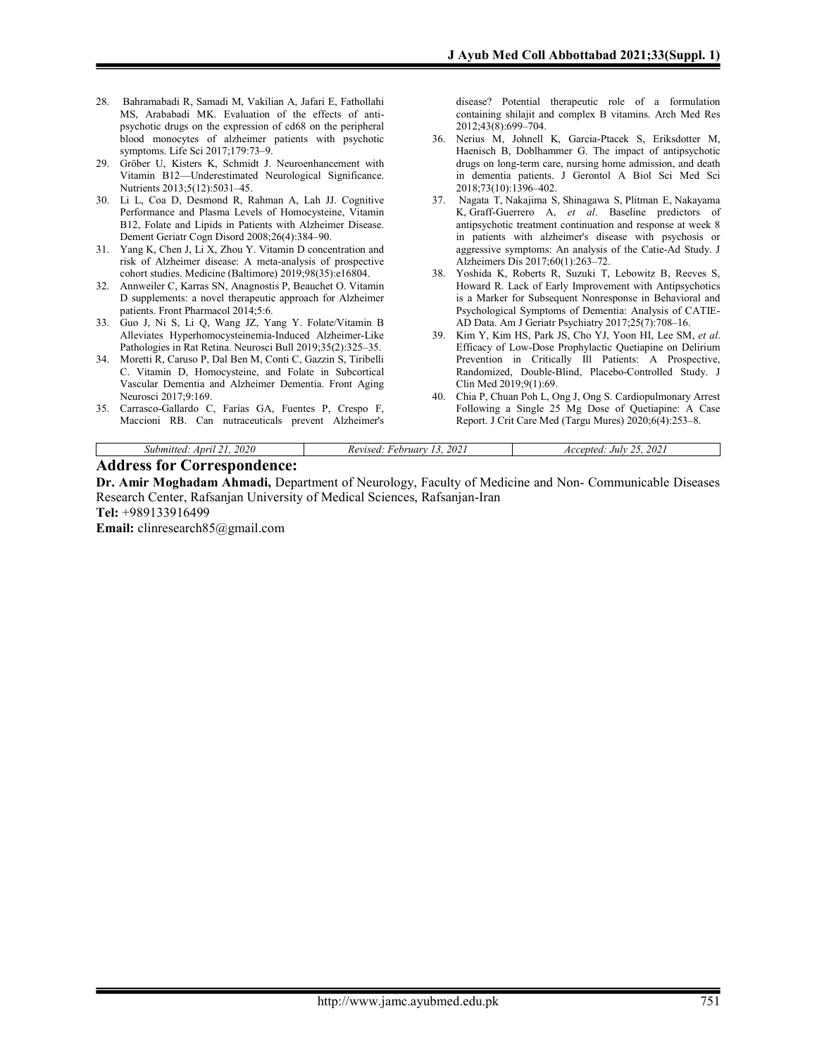28. Bahramabadi R, Samadi M, Vakilian A, Jafari E, Fathollahi MS, Arababadi MK. Evaluation of the effects of anti-psychotic drugs on the expression of cd68 on the peripheral blood monocytes of alzheimer patients with psychotic symptoms. Life Sci 2017;179:73–9.
29. Gröber U, Kisters K, Schmidt J. Neuroenhancement with Vitamin B12—Underestimated Neurological Significance. Nutrients 2013;5(12):5031–45.
30. Li L, Coa D, Desmond R, Rahman A, Lah JJ. Cognitive Performance and Plasma Levels of Homocysteine, Vitamin B12, Folate and Lipids in Patients with Alzheimer Disease. Dement Geriatr Cogn Disord 2008;26(4):384–90.
31. Yang K, Chen J, Li X, Zhou Y. Vitamin D concentration and risk of Alzheimer disease: A meta-analysis of prospective cohort studies. Medicine (Baltimore) 2019;98(35):e16804.
32. Annweiler C, Karras SN, Anagnostis P, Beauchet O. Vitamin D supplements: a novel therapeutic approach for Alzheimer patients. Front Pharmacol 2014;5:6.
33. Guo J, Ni S, Li Q, Wang JZ, Yang Y. Folate/Vitamin B Alleviates Hyperhomocysteinemia-Induced Alzheimer-Like Pathologies in Rat Retina. Neurosci Bull 2019;35(2):325–35.
34. Moretti R, Caruso P, Dal Ben M, Conti C, Gazzin S, Tiribelli C. Vitamin D, Homocysteine, and Folate in Subcortical Vascular Dementia and Alzheimer Dementia. Front Aging Neurosci 2017;9:169.
35. Carrasco-Gallardo C, Farías GA, Fuentes P, Crespo F, Maccioni RB. Can nutraceuticals prevent Alzheimer's disease? Potential therapeutic role of a formulation containing shilajit and complex B vitamins. Arch Med Res 2012;43(8):699–704.
36. Nerius M, Johnell K, Garcia-Ptacek S, Eriksdotter M, Haenisch B, Doblhammer G. The impact of antipsychotic drugs on long-term care, nursing home admission, and death in dementia patients. J Gerontol A Biol Sci Med Sci 2018;73(10):1396–402.
37. Nagata T, Nakajima S, Shinagawa S, Plitman E, Nakayama K, Graff-Guerrero A, *et al*. Baseline predictors of antipsychotic treatment continuation and response at week 8 in patients with alzheimer's disease with psychosis or aggressive symptoms: An analysis of the Catie-Ad Study. J Alzheimers Dis 2017;60(1):263–72.
38. Yoshida K, Roberts R, Suzuki T, Lebowitz B, Reeves S, Howard R. Lack of Early Improvement with Antipsychotics is a Marker for Subsequent Nonresponse in Behavioral and Psychological Symptoms of Dementia: Analysis of CATIE-AD Data. Am J Geriatr Psychiatry 2017;25(7):708–16.
39. Kim Y, Kim HS, Park JS, Cho YJ, Yoon HI, Lee SM, *et al*. Efficacy of Low-Dose Prophylactic Quetiapine on Delirium Prevention in Critically Ill Patients: A Prospective, Randomized, Double-Blind, Placebo-Controlled Study. J Clin Med 2019;9(1):69.
40. Chia P, Chuan Poh L, Ong J, Ong S. Cardiopulmonary Arrest Following a Single 25 Mg Dose of Quetiapine: A Case Report. J Crit Care Med (Targu Mures) 2020;6(4):253–8.

| | | |
|---|---|---|
| *Submitted: April 21, 2020* | *Revised: February 13, 2021* | *Accepted: July 25, 2021* |

## Address for Correspondence:

**Dr. Amir Moghadam Ahmadi,** Department of Neurology, Faculty of Medicine and Non- Communicable Diseases Research Center, Rafsanjan University of Medical Sciences, Rafsanjan-Iran

**Tel:** +989133916499

**Email:** clinresearch85@gmail.com